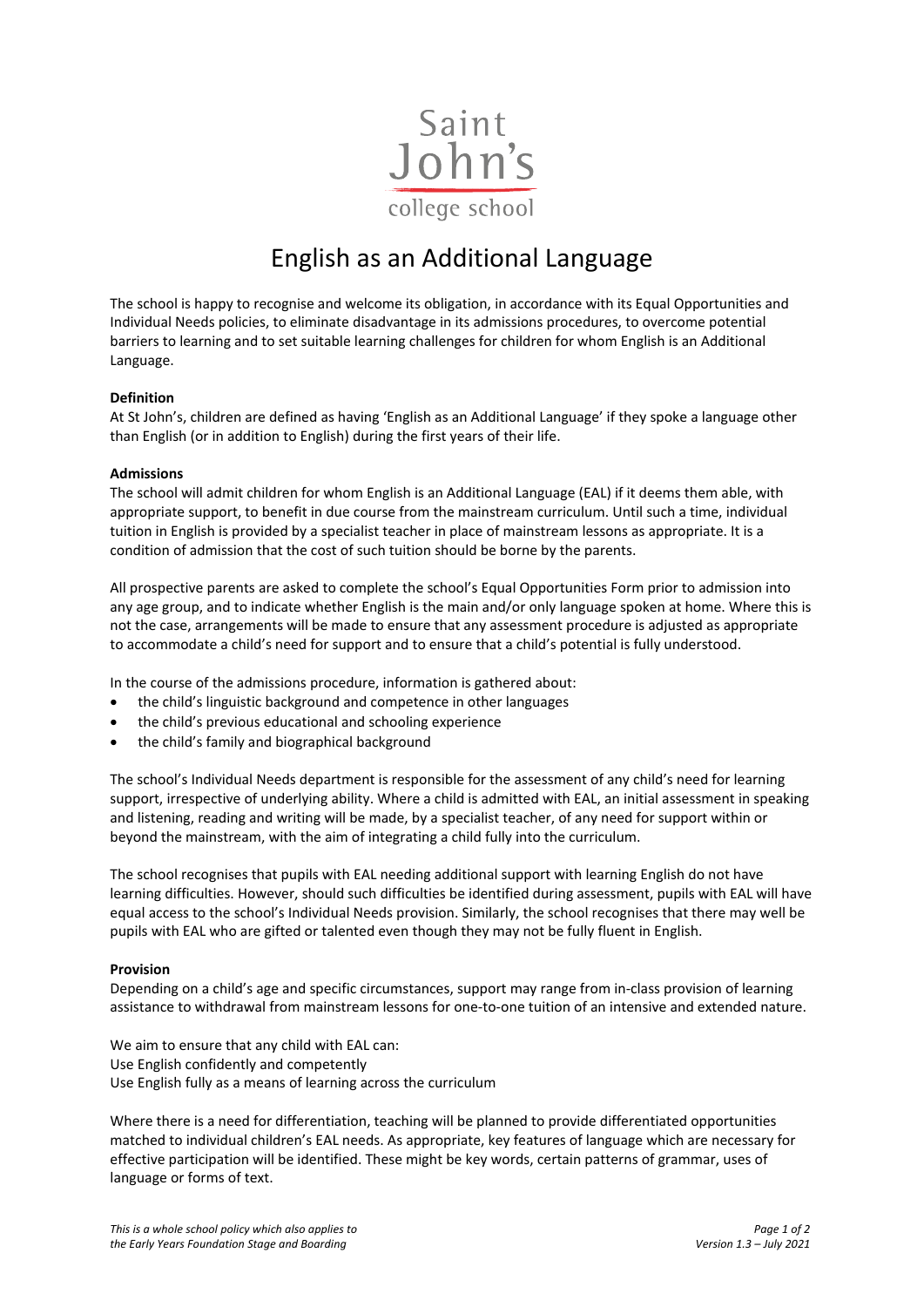Saint John's college school

# English as an Additional Language

The school is happy to recognise and welcome its obligation, in accordance with its Equal Opportunities and Individual Needs policies, to eliminate disadvantage in its admissions procedures, to overcome potential barriers to learning and to set suitable learning challenges for children for whom English is an Additional Language.

**Definition**

At St John's, children are defined as having 'English as an Additional Language' if they spoke a language other than English (or in addition to English) during the first years of their life.

**Admissions**

The school will admit children for whom English is an Additional Language (EAL) if it deems them able, with appropriate support, to benefit in due course from the mainstream curriculum. Until such a time, individual tuition in English is provided by a specialist teacher in place of mainstream lessons as appropriate. It is a condition of admission that the cost of such tuition should be borne by the parents.

All prospective parents are asked to complete the school's Equal Opportunities Form prior to admission into any age group, and to indicate whether English is the main and/or only language spoken at home. Where this is not the case, arrangements will be made to ensure that any assessment procedure is adjusted as appropriate to accommodate a child's need for support and to ensure that a child's potential is fully understood.

In the course of the admissions procedure, information is gathered about:

- the child's linguistic background and competence in other languages
- the child's previous educational and schooling experience
- the child's family and biographical background

The school's Individual Needs department is responsible for the assessment of any child's need for learning support, irrespective of underlying ability. Where a child is admitted with EAL, an initial assessment in speaking and listening, reading and writing will be made, by a specialist teacher, of any need for support within or beyond the mainstream, with the aim of integrating a child fully into the curriculum.

The school recognises that pupils with EAL needing additional support with learning English do not have learning difficulties. However, should such difficulties be identified during assessment, pupils with EAL will have equal access to the school's Individual Needs provision. Similarly, the school recognises that there may well be pupils with EAL who are gifted or talented even though they may not be fully fluent in English.

**Provision**

Depending on a child's age and specific circumstances, support may range from in-class provision of learning assistance to withdrawal from mainstream lessons for one-to-one tuition of an intensive and extended nature.

We aim to ensure that any child with EAL can:
Use English confidently and competently
Use English fully as a means of learning across the curriculum

Where there is a need for differentiation, teaching will be planned to provide differentiated opportunities matched to individual children's EAL needs. As appropriate, key features of language which are necessary for effective participation will be identified. These might be key words, certain patterns of grammar, uses of language or forms of text.

*This is a whole school policy which also applies to the Early Years Foundation Stage and Boarding*

*Version 1.3 – July 2021*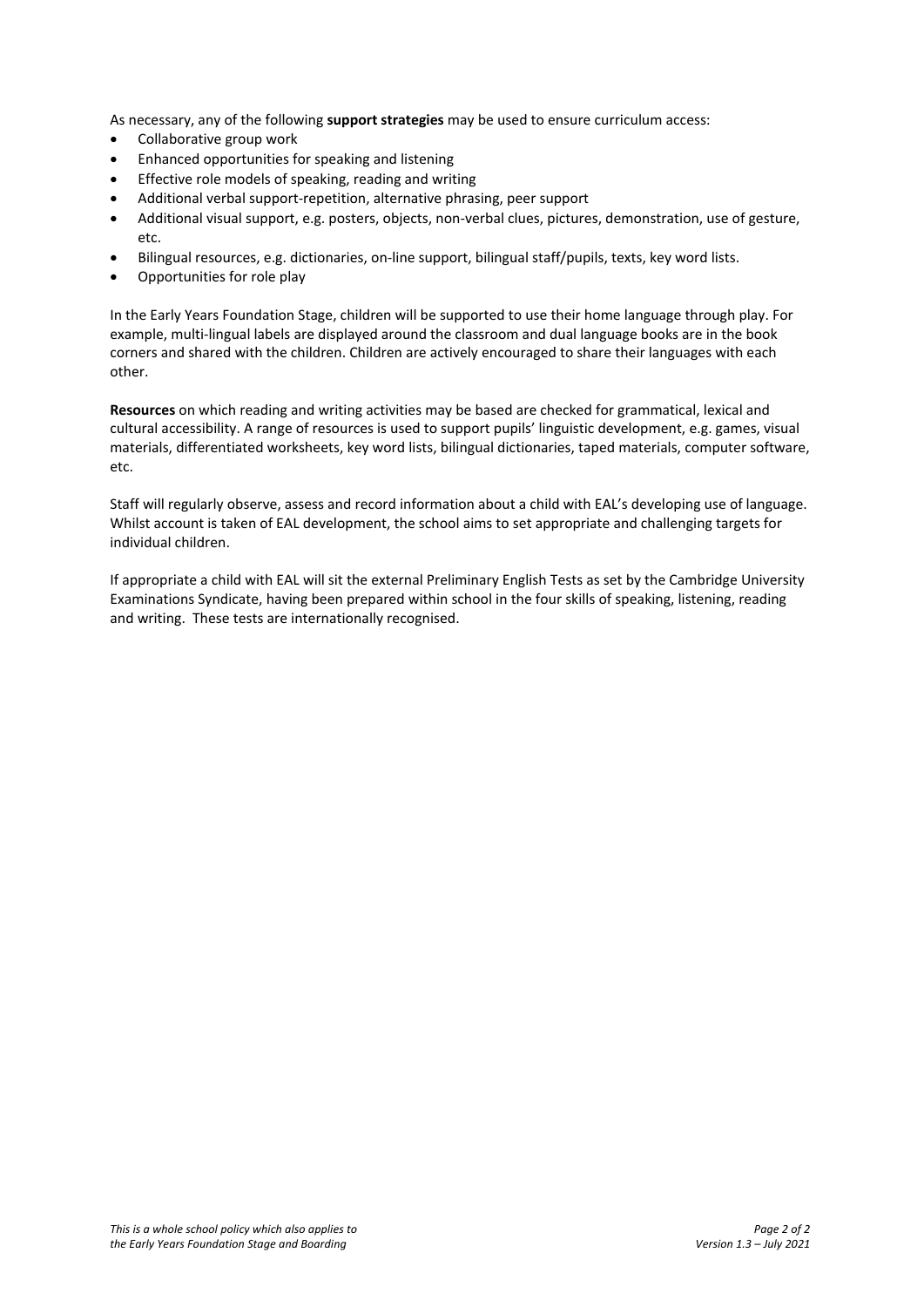As necessary, any of the following **support strategies** may be used to ensure curriculum access:

- Collaborative group work
- Enhanced opportunities for speaking and listening
- Effective role models of speaking, reading and writing
- Additional verbal support-repetition, alternative phrasing, peer support
- Additional visual support, e.g. posters, objects, non-verbal clues, pictures, demonstration, use of gesture, etc.
- Bilingual resources, e.g. dictionaries, on-line support, bilingual staff/pupils, texts, key word lists.
- Opportunities for role play

In the Early Years Foundation Stage, children will be supported to use their home language through play. For example, multi-lingual labels are displayed around the classroom and dual language books are in the book corners and shared with the children. Children are actively encouraged to share their languages with each other.

**Resources** on which reading and writing activities may be based are checked for grammatical, lexical and cultural accessibility. A range of resources is used to support pupils' linguistic development, e.g. games, visual materials, differentiated worksheets, key word lists, bilingual dictionaries, taped materials, computer software, etc.

Staff will regularly observe, assess and record information about a child with EAL's developing use of language. Whilst account is taken of EAL development, the school aims to set appropriate and challenging targets for individual children.

If appropriate a child with EAL will sit the external Preliminary English Tests as set by the Cambridge University Examinations Syndicate, having been prepared within school in the four skills of speaking, listening, reading and writing. These tests are internationally recognised.